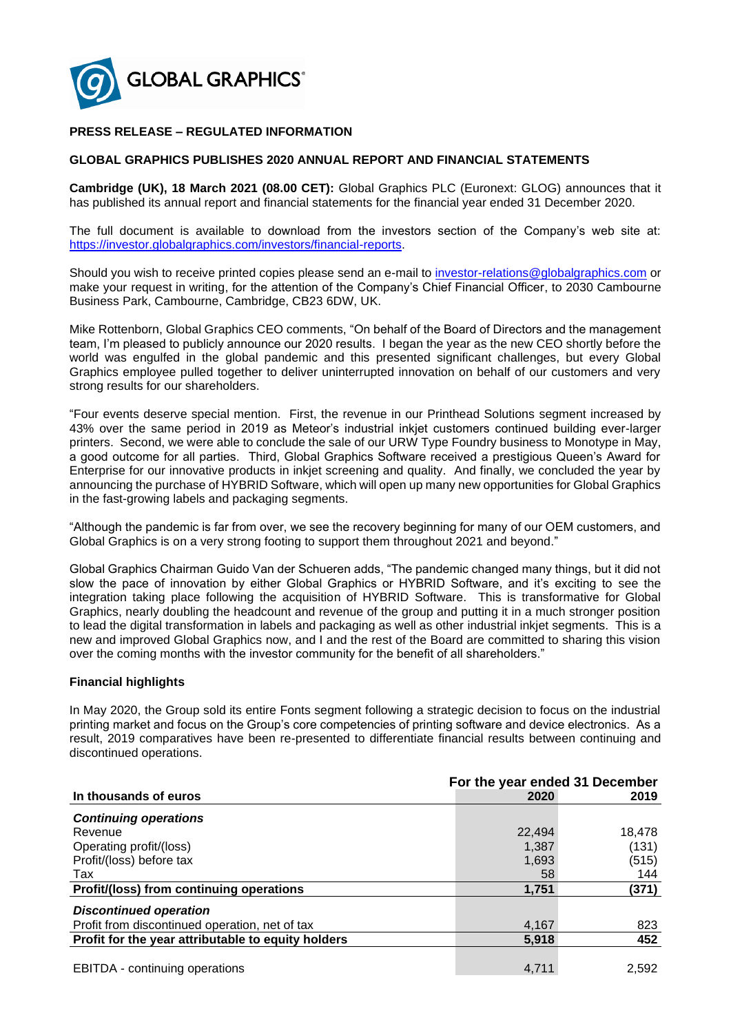**PRESS RELEASE – REGULATED INFORMATION**

**GLOBAL GRAPHICS PUBLISHES 2020 ANNUAL REPORT AND FINANCIAL STATEMENTS**

**Cambridge (UK), 18 March 2021 (08.00 CET):** Global Graphics PLC (Euronext: GLOG) announces that it has published its annual report and financial statements for the financial year ended 31 December 2020.

The full document is available to download from the investors section of the Company's web site at: https://investor.globalgraphics.com/investors/financial-reports.

Should you wish to receive printed copies please send an e-mail to investor-relations@globalgraphics.com or make your request in writing, for the attention of the Company's Chief Financial Officer, to 2030 Cambourne Business Park, Cambourne, Cambridge, CB23 6DW, UK.

Mike Rottenborn, Global Graphics CEO comments, "On behalf of the Board of Directors and the management team, I'm pleased to publicly announce our 2020 results. I began the year as the new CEO shortly before the world was engulfed in the global pandemic and this presented significant challenges, but every Global Graphics employee pulled together to deliver uninterrupted innovation on behalf of our customers and very strong results for our shareholders.

"Four events deserve special mention. First, the revenue in our Printhead Solutions segment increased by 43% over the same period in 2019 as Meteor's industrial inkjet customers continued building ever-larger printers. Second, we were able to conclude the sale of our URW Type Foundry business to Monotype in May, a good outcome for all parties. Third, Global Graphics Software received a prestigious Queen's Award for Enterprise for our innovative products in inkjet screening and quality. And finally, we concluded the year by announcing the purchase of HYBRID Software, which will open up many new opportunities for Global Graphics in the fast-growing labels and packaging segments.

"Although the pandemic is far from over, we see the recovery beginning for many of our OEM customers, and Global Graphics is on a very strong footing to support them throughout 2021 and beyond."

Global Graphics Chairman Guido Van der Schueren adds, "The pandemic changed many things, but it did not slow the pace of innovation by either Global Graphics or HYBRID Software, and it's exciting to see the integration taking place following the acquisition of HYBRID Software. This is transformative for Global Graphics, nearly doubling the headcount and revenue of the group and putting it in a much stronger position to lead the digital transformation in labels and packaging as well as other industrial inkjet segments. This is a new and improved Global Graphics now, and I and the rest of the Board are committed to sharing this vision over the coming months with the investor community for the benefit of all shareholders."

**Financial highlights**

In May 2020, the Group sold its entire Fonts segment following a strategic decision to focus on the industrial printing market and focus on the Group's core competencies of printing software and device electronics. As a result, 2019 comparatives have been re-presented to differentiate financial results between continuing and discontinued operations.

| | For the year ended 31 December | |
|---|---|---|
| **In thousands of euros** | **2020** | **2019** |
| ***Continuing operations*** | | |
| Revenue | 22,494 | 18,478 |
| Operating profit/(loss) | 1,387 | (131) |
| Profit/(loss) before tax | 1,693 | (515) |
| Tax | 58 | 144 |
| **Profit/(loss) from continuing operations** | **1,751** | **(371)** |
| ***Discontinued operation*** | | |
| Profit from discontinued operation, net of tax | 4,167 | 823 |
| **Profit for the year attributable to equity holders** | **5,918** | **452** |
| EBITDA - continuing operations | 4,711 | 2,592 |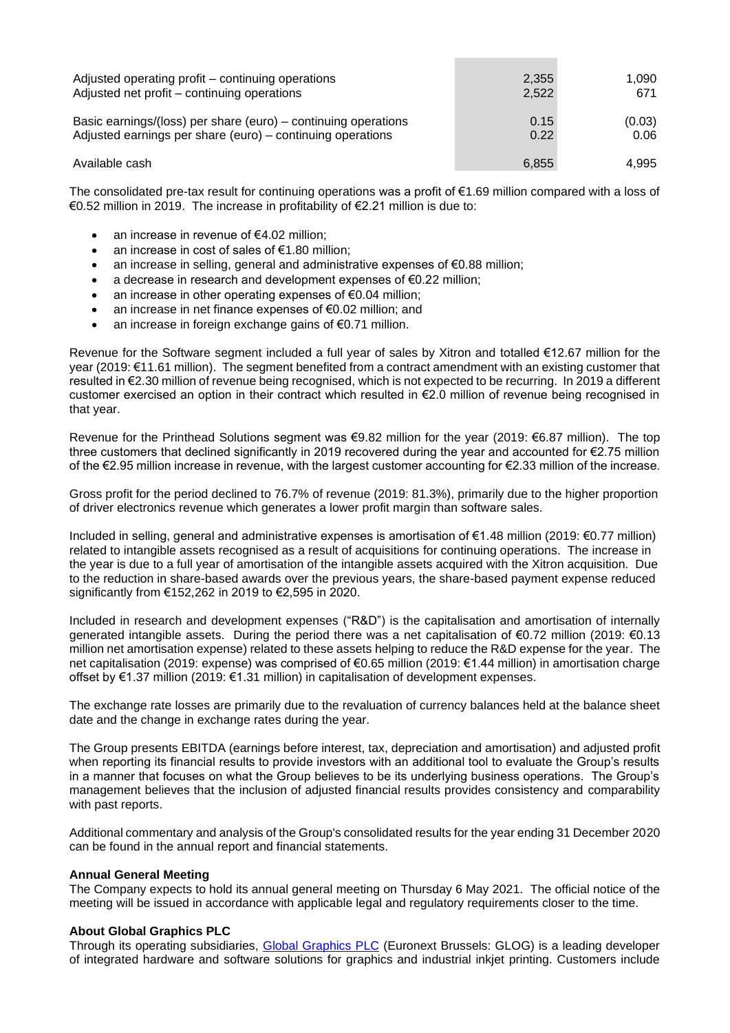| | | |
|---|---|---|
| Adjusted operating profit – continuing operations | 2,355 | 1,090 |
| Adjusted net profit – continuing operations | 2,522 | 671 |
| Basic earnings/(loss) per share (euro) – continuing operations | 0.15 | (0.03) |
| Adjusted earnings per share (euro) – continuing operations | 0.22 | 0.06 |
| Available cash | 6,855 | 4,995 |

The consolidated pre-tax result for continuing operations was a profit of €1.69 million compared with a loss of €0.52 million in 2019. The increase in profitability of €2.21 million is due to:

- an increase in revenue of €4.02 million;
- an increase in cost of sales of €1.80 million;
- an increase in selling, general and administrative expenses of €0.88 million;
- a decrease in research and development expenses of €0.22 million;
- an increase in other operating expenses of €0.04 million;
- an increase in net finance expenses of €0.02 million; and
- an increase in foreign exchange gains of €0.71 million.

Revenue for the Software segment included a full year of sales by Xitron and totalled €12.67 million for the year (2019: €11.61 million). The segment benefited from a contract amendment with an existing customer that resulted in €2.30 million of revenue being recognised, which is not expected to be recurring. In 2019 a different customer exercised an option in their contract which resulted in €2.0 million of revenue being recognised in that year.

Revenue for the Printhead Solutions segment was €9.82 million for the year (2019: €6.87 million). The top three customers that declined significantly in 2019 recovered during the year and accounted for €2.75 million of the €2.95 million increase in revenue, with the largest customer accounting for €2.33 million of the increase.

Gross profit for the period declined to 76.7% of revenue (2019: 81.3%), primarily due to the higher proportion of driver electronics revenue which generates a lower profit margin than software sales.

Included in selling, general and administrative expenses is amortisation of €1.48 million (2019: €0.77 million) related to intangible assets recognised as a result of acquisitions for continuing operations. The increase in the year is due to a full year of amortisation of the intangible assets acquired with the Xitron acquisition. Due to the reduction in share-based awards over the previous years, the share-based payment expense reduced significantly from €152,262 in 2019 to €2,595 in 2020.

Included in research and development expenses ("R&D") is the capitalisation and amortisation of internally generated intangible assets. During the period there was a net capitalisation of €0.72 million (2019: €0.13 million net amortisation expense) related to these assets helping to reduce the R&D expense for the year. The net capitalisation (2019: expense) was comprised of €0.65 million (2019: €1.44 million) in amortisation charge offset by €1.37 million (2019: €1.31 million) in capitalisation of development expenses.

The exchange rate losses are primarily due to the revaluation of currency balances held at the balance sheet date and the change in exchange rates during the year.

The Group presents EBITDA (earnings before interest, tax, depreciation and amortisation) and adjusted profit when reporting its financial results to provide investors with an additional tool to evaluate the Group's results in a manner that focuses on what the Group believes to be its underlying business operations. The Group's management believes that the inclusion of adjusted financial results provides consistency and comparability with past reports.

Additional commentary and analysis of the Group's consolidated results for the year ending 31 December 2020 can be found in the annual report and financial statements.

**Annual General Meeting**

The Company expects to hold its annual general meeting on Thursday 6 May 2021. The official notice of the meeting will be issued in accordance with applicable legal and regulatory requirements closer to the time.

**About Global Graphics PLC**

Through its operating subsidiaries, Global Graphics PLC (Euronext Brussels: GLOG) is a leading developer of integrated hardware and software solutions for graphics and industrial inkjet printing. Customers include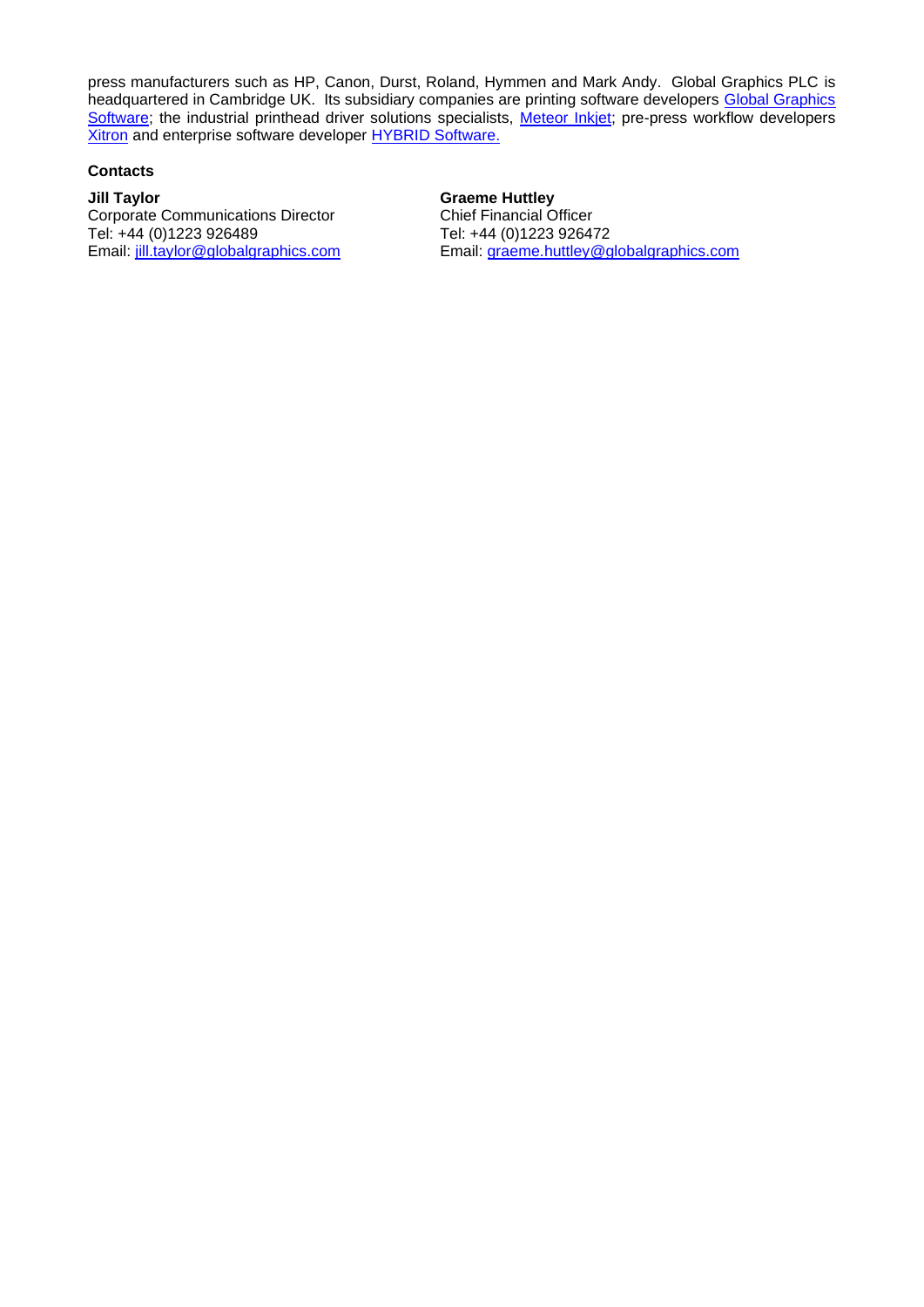press manufacturers such as HP, Canon, Durst, Roland, Hymmen and Mark Andy. Global Graphics PLC is headquartered in Cambridge UK. Its subsidiary companies are printing software developers [Global Graphics Software](); the industrial printhead driver solutions specialists, [Meteor Inkjet](); pre-press workflow developers [Xitron]() and enterprise software developer [HYBRID Software.]()

**Contacts**

**Jill Taylor**
Corporate Communications Director
Tel: +44 (0)1223 926489
Email: jill.taylor@globalgraphics.com

**Graeme Huttley**
Chief Financial Officer
Tel: +44 (0)1223 926472
Email: graeme.huttley@globalgraphics.com